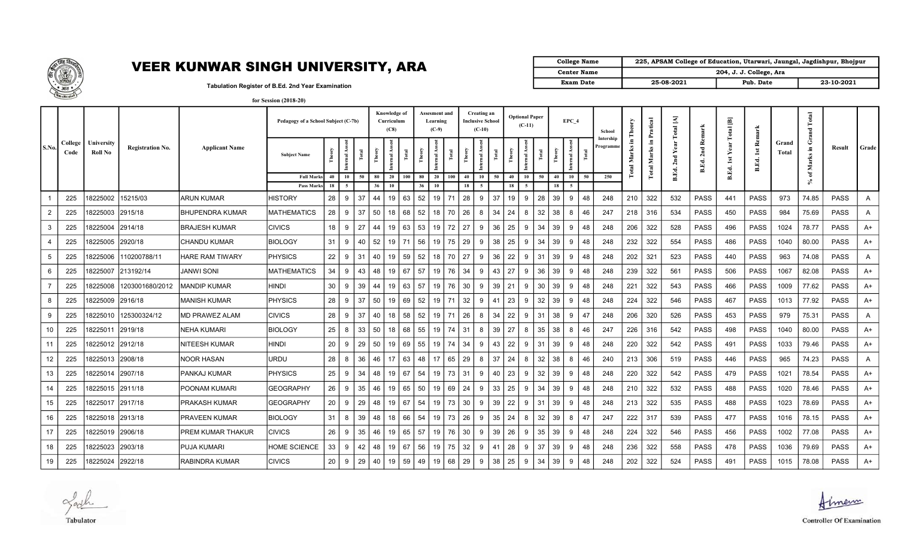# VEER KUNWAR SINGH UNIVERSITY, ARA

Tabulation Register of B.Ed. 2nd Year Examination

for Session (2018-20)

| College Name | 225, APSAM College of Education, Utarwari, Jaungal, Jagdishpur, Bhojpur | | |
|---|---|---|---|
| Center Name | 204, J. J. College, Ara | | |
| Exam Date | 25-08-2021 | Pub. Date | 23-10-2021 |

| S.No. | College Code | University Roll No | Registration No. | Applicant Name | Pedagogy of a School Subject (C-7b) | | | | Knowledge of Curriculum (C8) | | | Assesment and Learning (C-9) | | | Creating an Inclusive School (C-10) | | | Optional Paper (C-11) | | | EPC_4 | | | School Intership Programme | Total Marks in Theory | Total Marks in Pratical | B.Ed. 2nd Year Total [A] | B.Ed. 2nd Remark | B.Ed. 1st Year Total [B] | B.Ed. 1st Remark | Grand Total | % of Marks in Grand Total | Result | Grade |
|---|---|---|---|---|---|---|---|---|---|---|---|---|---|---|---|---|---|---|---|---|---|---|---|---|---|---|---|---|---|---|---|---|---|---|
| | | | | | Subject Name | Theory | Internal Assest | Total | Theory | Internal Assest | Total | Theory | Internal Assest | Total | Theory | Internal Assest | Total | Theory | Internal Assest | Total | Theory | Internal Assest | Total | | | | | | | | | | | |
| | | | | | Full Marks | 40 | 10 | 50 | 80 | 20 | 100 | 80 | 20 | 100 | 40 | 10 | 50 | 40 | 10 | 50 | 40 | 10 | 50 | 250 | | | | | | | | | | |
| | | | | | Pass Marks | 18 | 5 | | 36 | 10 | | 36 | 10 | | 18 | 5 | | 18 | 5 | | 18 | 5 | | | | | | | | | | | | |
| 1 | 225 | 18225002 | 15215/03 | ARUN KUMAR | HISTORY | 28 | 9 | 37 | 44 | 19 | 63 | 52 | 19 | 71 | 28 | 9 | 37 | 19 | 9 | 28 | 39 | 9 | 48 | 248 | 210 | 322 | 532 | PASS | 441 | PASS | 973 | 74.85 | PASS | A |
| 2 | 225 | 18225003 | 2915/18 | BHUPENDRA KUMAR | MATHEMATICS | 28 | 9 | 37 | 50 | 18 | 68 | 52 | 18 | 70 | 26 | 8 | 34 | 24 | 8 | 32 | 38 | 8 | 46 | 247 | 218 | 316 | 534 | PASS | 450 | PASS | 984 | 75.69 | PASS | A |
| 3 | 225 | 18225004 | 2914/18 | BRAJESH KUMAR | CIVICS | 18 | 9 | 27 | 44 | 19 | 63 | 53 | 19 | 72 | 27 | 9 | 36 | 25 | 9 | 34 | 39 | 9 | 48 | 248 | 206 | 322 | 528 | PASS | 496 | PASS | 1024 | 78.77 | PASS | A+ |
| 4 | 225 | 18225005 | 2920/18 | CHANDU KUMAR | BIOLOGY | 31 | 9 | 40 | 52 | 19 | 71 | 56 | 19 | 75 | 29 | 9 | 38 | 25 | 9 | 34 | 39 | 9 | 48 | 248 | 232 | 322 | 554 | PASS | 486 | PASS | 1040 | 80.00 | PASS | A+ |
| 5 | 225 | 18225006 | 110200788/11 | HARE RAM TIWARY | PHYSICS | 22 | 9 | 31 | 40 | 19 | 59 | 52 | 18 | 70 | 27 | 9 | 36 | 22 | 9 | 31 | 39 | 9 | 48 | 248 | 202 | 321 | 523 | PASS | 440 | PASS | 963 | 74.08 | PASS | A |
| 6 | 225 | 18225007 | 213192/14 | JANWI SONI | MATHEMATICS | 34 | 9 | 43 | 48 | 19 | 67 | 57 | 19 | 76 | 34 | 9 | 43 | 27 | 9 | 36 | 39 | 9 | 48 | 248 | 239 | 322 | 561 | PASS | 506 | PASS | 1067 | 82.08 | PASS | A+ |
| 7 | 225 | 18225008 | 1203001680/2012 | MANDIP KUMAR | HINDI | 30 | 9 | 39 | 44 | 19 | 63 | 57 | 19 | 76 | 30 | 9 | 39 | 21 | 9 | 30 | 39 | 9 | 48 | 248 | 221 | 322 | 543 | PASS | 466 | PASS | 1009 | 77.62 | PASS | A+ |
| 8 | 225 | 18225009 | 2916/18 | MANISH KUMAR | PHYSICS | 28 | 9 | 37 | 50 | 19 | 69 | 52 | 19 | 71 | 32 | 9 | 41 | 23 | 9 | 32 | 39 | 9 | 48 | 248 | 224 | 322 | 546 | PASS | 467 | PASS | 1013 | 77.92 | PASS | A+ |
| 9 | 225 | 18225010 | 125300324/12 | MD PRAWEZ ALAM | CIVICS | 28 | 9 | 37 | 40 | 18 | 58 | 52 | 19 | 71 | 26 | 8 | 34 | 22 | 9 | 31 | 38 | 9 | 47 | 248 | 206 | 320 | 526 | PASS | 453 | PASS | 979 | 75.31 | PASS | A |
| 10 | 225 | 18225011 | 2919/18 | NEHA KUMARI | BIOLOGY | 25 | 8 | 33 | 50 | 18 | 68 | 55 | 19 | 74 | 31 | 8 | 39 | 27 | 8 | 35 | 38 | 8 | 46 | 247 | 226 | 316 | 542 | PASS | 498 | PASS | 1040 | 80.00 | PASS | A+ |
| 11 | 225 | 18225012 | 2912/18 | NITEESH KUMAR | HINDI | 20 | 9 | 29 | 50 | 19 | 69 | 55 | 19 | 74 | 34 | 9 | 43 | 22 | 9 | 31 | 39 | 9 | 48 | 248 | 220 | 322 | 542 | PASS | 491 | PASS | 1033 | 79.46 | PASS | A+ |
| 12 | 225 | 18225013 | 2908/18 | NOOR HASAN | URDU | 28 | 8 | 36 | 46 | 17 | 63 | 48 | 17 | 65 | 29 | 8 | 37 | 24 | 8 | 32 | 38 | 8 | 46 | 240 | 213 | 306 | 519 | PASS | 446 | PASS | 965 | 74.23 | PASS | A |
| 13 | 225 | 18225014 | 2907/18 | PANKAJ KUMAR | PHYSICS | 25 | 9 | 34 | 48 | 19 | 67 | 54 | 19 | 73 | 31 | 9 | 40 | 23 | 9 | 32 | 39 | 9 | 48 | 248 | 220 | 322 | 542 | PASS | 479 | PASS | 1021 | 78.54 | PASS | A+ |
| 14 | 225 | 18225015 | 2911/18 | POONAM KUMARI | GEOGRAPHY | 26 | 9 | 35 | 46 | 19 | 65 | 50 | 19 | 69 | 24 | 9 | 33 | 25 | 9 | 34 | 39 | 9 | 48 | 248 | 210 | 322 | 532 | PASS | 488 | PASS | 1020 | 78.46 | PASS | A+ |
| 15 | 225 | 18225017 | 2917/18 | PRAKASH KUMAR | GEOGRAPHY | 20 | 9 | 29 | 48 | 19 | 67 | 54 | 19 | 73 | 30 | 9 | 39 | 22 | 9 | 31 | 39 | 9 | 48 | 248 | 213 | 322 | 535 | PASS | 488 | PASS | 1023 | 78.69 | PASS | A+ |
| 16 | 225 | 18225018 | 2913/18 | PRAVEEN KUMAR | BIOLOGY | 31 | 8 | 39 | 48 | 18 | 66 | 54 | 19 | 73 | 26 | 9 | 35 | 24 | 8 | 32 | 39 | 8 | 47 | 247 | 222 | 317 | 539 | PASS | 477 | PASS | 1016 | 78.15 | PASS | A+ |
| 17 | 225 | 18225019 | 2906/18 | PREM KUMAR THAKUR | CIVICS | 26 | 9 | 35 | 46 | 19 | 65 | 57 | 19 | 76 | 30 | 9 | 39 | 26 | 9 | 35 | 39 | 9 | 48 | 248 | 224 | 322 | 546 | PASS | 456 | PASS | 1002 | 77.08 | PASS | A+ |
| 18 | 225 | 18225023 | 2903/18 | PUJA KUMARI | HOME SCIENCE | 33 | 9 | 42 | 48 | 19 | 67 | 56 | 19 | 75 | 32 | 9 | 41 | 28 | 9 | 37 | 39 | 9 | 48 | 248 | 236 | 322 | 558 | PASS | 478 | PASS | 1036 | 79.69 | PASS | A+ |
| 19 | 225 | 18225024 | 2922/18 | RABINDRA KUMAR | CIVICS | 20 | 9 | 29 | 40 | 19 | 59 | 49 | 19 | 68 | 29 | 9 | 38 | 25 | 9 | 34 | 39 | 9 | 48 | 248 | 202 | 322 | 524 | PASS | 491 | PASS | 1015 | 78.08 | PASS | A+ |

Tabulator

Controller Of Examination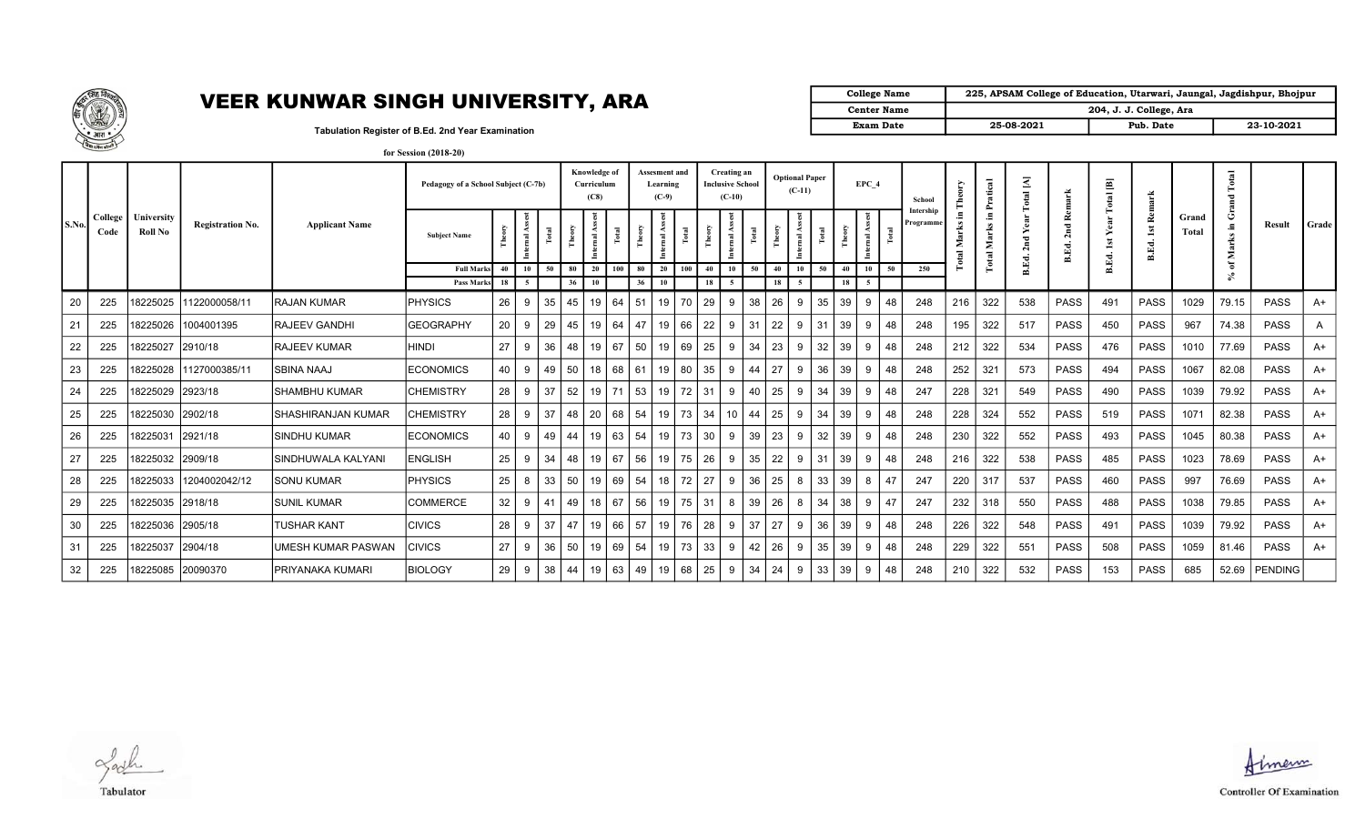# VEER KUNWAR SINGH UNIVERSITY, ARA

Tabulation Register of B.Ed. 2nd Year Examination

for Session (2018-20)

| College Name | 225, APSAM College of Education, Utarwari, Jaungal, Jagdishpur, Bhojpur | | |
|---|---|---|---|
| Center Name | 204, J. J. College, Ara | | |
| Exam Date | 25-08-2021 | Pub. Date | 23-10-2021 |

| S.No. | College Code | University Roll No | Registration No. | Applicant Name | Pedagogy of a School Subject (C-7b) Subject Name | Theory | Internal Assest | Total | Knowledge of Curriculum (C8) Theory | Internal Assest | Total | Assesment and Learning (C-9) Theory | Internal Assest | Total | Creating an Inclusive School (C-10) Theory | Internal Assest | Total | Optional Paper (C-11) Theory | Internal Assest | Total | EPC_4 Theory | Internal Assest | Total | School Intership Programme | Total Marks in Theory | Total Marks in Pratical | B.Ed. 2nd Year Total [A] | B.Ed. 2nd Remark | B.Ed. 1st Year Total [B] | B.Ed. 1st Remark | Grand Total | % of Marks in Grand Total | Result | Grade |
|---|---|---|---|---|---|---|---|---|---|---|---|---|---|---|---|---|---|---|---|---|---|---|---|---|---|---|---|---|---|---|---|---|---|---|
| | | | | | Full Marks | 40 | 10 | 50 | 80 | 20 | 100 | 80 | 20 | 100 | 40 | 10 | 50 | 40 | 10 | 50 | 40 | 10 | 50 | 250 | | | | | | | | | | |
| | | | | | Pass Marks | 18 | 5 | | 36 | 10 | | 36 | 10 | | 18 | 5 | | 18 | 5 | | 18 | 5 | | | | | | | | | | | | |
| 20 | 225 | 18225025 | 1122000058/11 | RAJAN KUMAR | PHYSICS | 26 | 9 | 35 | 45 | 19 | 64 | 51 | 19 | 70 | 29 | 9 | 38 | 26 | 9 | 35 | 39 | 9 | 48 | 248 | 216 | 322 | 538 | PASS | 491 | PASS | 1029 | 79.15 | PASS | A+ |
| 21 | 225 | 18225026 | 1004001395 | RAJEEV GANDHI | GEOGRAPHY | 20 | 9 | 29 | 45 | 19 | 64 | 47 | 19 | 66 | 22 | 9 | 31 | 22 | 9 | 31 | 39 | 9 | 48 | 248 | 195 | 322 | 517 | PASS | 450 | PASS | 967 | 74.38 | PASS | A |
| 22 | 225 | 18225027 | 2910/18 | RAJEEV KUMAR | HINDI | 27 | 9 | 36 | 48 | 19 | 67 | 50 | 19 | 69 | 25 | 9 | 34 | 23 | 9 | 32 | 39 | 9 | 48 | 248 | 212 | 322 | 534 | PASS | 476 | PASS | 1010 | 77.69 | PASS | A+ |
| 23 | 225 | 18225028 | 1127000385/11 | SBINA NAAJ | ECONOMICS | 40 | 9 | 49 | 50 | 18 | 68 | 61 | 19 | 80 | 35 | 9 | 44 | 27 | 9 | 36 | 39 | 9 | 48 | 248 | 252 | 321 | 573 | PASS | 494 | PASS | 1067 | 82.08 | PASS | A+ |
| 24 | 225 | 18225029 | 2923/18 | SHAMBHU KUMAR | CHEMISTRY | 28 | 9 | 37 | 52 | 19 | 71 | 53 | 19 | 72 | 31 | 9 | 40 | 25 | 9 | 34 | 39 | 9 | 48 | 247 | 228 | 321 | 549 | PASS | 490 | PASS | 1039 | 79.92 | PASS | A+ |
| 25 | 225 | 18225030 | 2902/18 | SHASHIRANJAN KUMAR | CHEMISTRY | 28 | 9 | 37 | 48 | 20 | 68 | 54 | 19 | 73 | 34 | 10 | 44 | 25 | 9 | 34 | 39 | 9 | 48 | 248 | 228 | 324 | 552 | PASS | 519 | PASS | 1071 | 82.38 | PASS | A+ |
| 26 | 225 | 18225031 | 2921/18 | SINDHU KUMAR | ECONOMICS | 40 | 9 | 49 | 44 | 19 | 63 | 54 | 19 | 73 | 30 | 9 | 39 | 23 | 9 | 32 | 39 | 9 | 48 | 248 | 230 | 322 | 552 | PASS | 493 | PASS | 1045 | 80.38 | PASS | A+ |
| 27 | 225 | 18225032 | 2909/18 | SINDHUWALA KALYANI | ENGLISH | 25 | 9 | 34 | 48 | 19 | 67 | 56 | 19 | 75 | 26 | 9 | 35 | 22 | 9 | 31 | 39 | 9 | 48 | 248 | 216 | 322 | 538 | PASS | 485 | PASS | 1023 | 78.69 | PASS | A+ |
| 28 | 225 | 18225033 | 1204002042/12 | SONU KUMAR | PHYSICS | 25 | 8 | 33 | 50 | 19 | 69 | 54 | 18 | 72 | 27 | 9 | 36 | 25 | 8 | 33 | 39 | 8 | 47 | 247 | 220 | 317 | 537 | PASS | 460 | PASS | 997 | 76.69 | PASS | A+ |
| 29 | 225 | 18225035 | 2918/18 | SUNIL KUMAR | COMMERCE | 32 | 9 | 41 | 49 | 18 | 67 | 56 | 19 | 75 | 31 | 8 | 39 | 26 | 8 | 34 | 38 | 9 | 47 | 247 | 232 | 318 | 550 | PASS | 488 | PASS | 1038 | 79.85 | PASS | A+ |
| 30 | 225 | 18225036 | 2905/18 | TUSHAR KANT | CIVICS | 28 | 9 | 37 | 47 | 19 | 66 | 57 | 19 | 76 | 28 | 9 | 37 | 27 | 9 | 36 | 39 | 9 | 48 | 248 | 226 | 322 | 548 | PASS | 491 | PASS | 1039 | 79.92 | PASS | A+ |
| 31 | 225 | 18225037 | 2904/18 | UMESH KUMAR PASWAN | CIVICS | 27 | 9 | 36 | 50 | 19 | 69 | 54 | 19 | 73 | 33 | 9 | 42 | 26 | 9 | 35 | 39 | 9 | 48 | 248 | 229 | 322 | 551 | PASS | 508 | PASS | 1059 | 81.46 | PASS | A+ |
| 32 | 225 | 18225085 | 20090370 | PRIYANAKA KUMARI | BIOLOGY | 29 | 9 | 38 | 44 | 19 | 63 | 49 | 19 | 68 | 25 | 9 | 34 | 24 | 9 | 33 | 39 | 9 | 48 | 248 | 210 | 322 | 532 | PASS | 153 | PASS | 685 | 52.69 | PENDING | |

Tabulator

Controller Of Examination